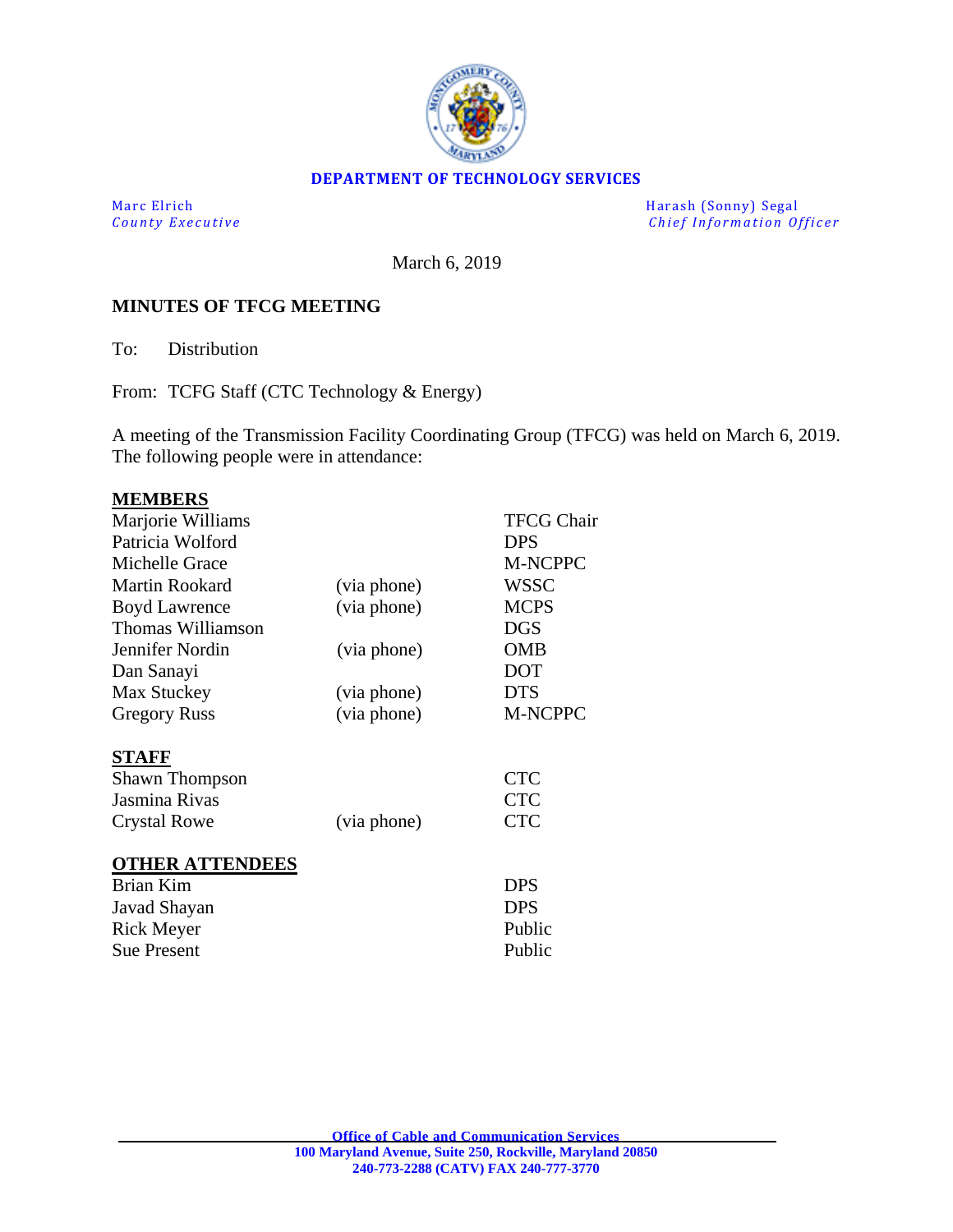**DEPARTMENT OF TECHNOLOGY SERVICES**

Marc Elrich
*County Executive*

Harash (Sonny) Segal
*Chief Information Officer*

March 6, 2019

**MINUTES OF TFCG MEETING**

To: Distribution

From: TCFG Staff (CTC Technology & Energy)

A meeting of the Transmission Facility Coordinating Group (TFCG) was held on March 6, 2019. The following people were in attendance:

**MEMBERS**

| | | |
|---|---|---|
| Marjorie Williams | | TFCG Chair |
| Patricia Wolford | | DPS |
| Michelle Grace | | M-NCPPC |
| Martin Rookard | (via phone) | WSSC |
| Boyd Lawrence | (via phone) | MCPS |
| Thomas Williamson | | DGS |
| Jennifer Nordin | (via phone) | OMB |
| Dan Sanayi | | DOT |
| Max Stuckey | (via phone) | DTS |
| Gregory Russ | (via phone) | M-NCPPC |

**STAFF**

| | | |
|---|---|---|
| Shawn Thompson | | CTC |
| Jasmina Rivas | | CTC |
| Crystal Rowe | (via phone) | CTC |

**OTHER ATTENDEES**

| | | |
|---|---|---|
| Brian Kim | | DPS |
| Javad Shayan | | DPS |
| Rick Meyer | | Public |
| Sue Present | | Public |

**Office of Cable and Communication Services**
**100 Maryland Avenue, Suite 250, Rockville, Maryland 20850**
**240-773-2288 (CATV) FAX 240-777-3770**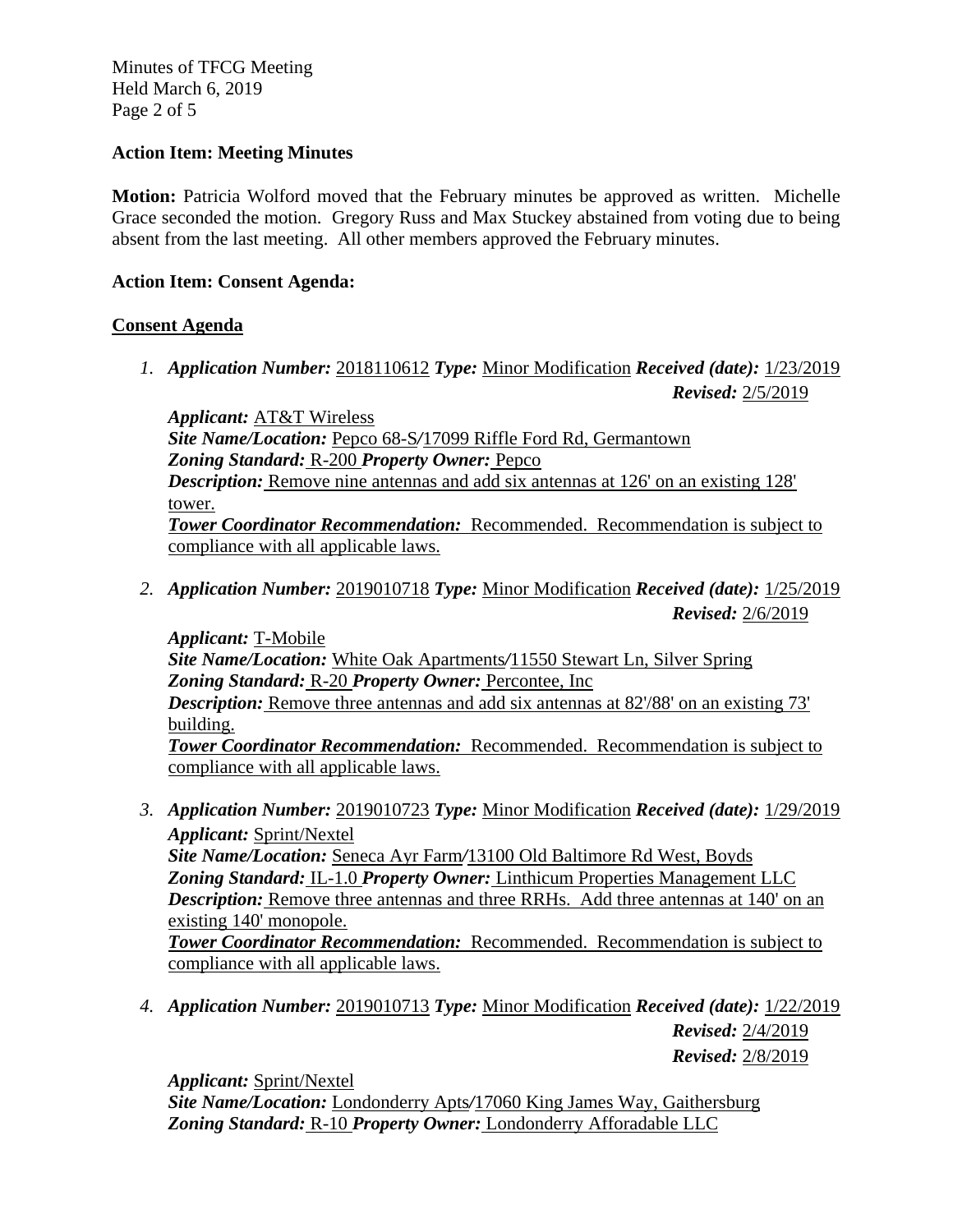**Action Item: Meeting Minutes**

**Motion:** Patricia Wolford moved that the February minutes be approved as written. Michelle Grace seconded the motion. Gregory Russ and Max Stuckey abstained from voting due to being absent from the last meeting. All other members approved the February minutes.

**Action Item: Consent Agenda:**

**Consent Agenda**

1. ***Application Number:*** 2018110612 ***Type:*** Minor Modification ***Received (date):*** 1/23/2019
   ***Revised:*** 2/5/2019

   ***Applicant:*** AT&T Wireless
   ***Site Name/Location:*** Pepco 68-S/17099 Riffle Ford Rd, Germantown
   ***Zoning Standard:*** R-200 ***Property Owner:*** Pepco
   ***Description:*** Remove nine antennas and add six antennas at 126' on an existing 128' tower.
   ***Tower Coordinator Recommendation:*** Recommended. Recommendation is subject to compliance with all applicable laws.

2. ***Application Number:*** 2019010718 ***Type:*** Minor Modification ***Received (date):*** 1/25/2019
   ***Revised:*** 2/6/2019

   ***Applicant:*** T-Mobile
   ***Site Name/Location:*** White Oak Apartments/11550 Stewart Ln, Silver Spring
   ***Zoning Standard:*** R-20 ***Property Owner:*** Percontee, Inc
   ***Description:*** Remove three antennas and add six antennas at 82'/88' on an existing 73' building.
   ***Tower Coordinator Recommendation:*** Recommended. Recommendation is subject to compliance with all applicable laws.

3. ***Application Number:*** 2019010723 ***Type:*** Minor Modification ***Received (date):*** 1/29/2019
   ***Applicant:*** Sprint/Nextel
   ***Site Name/Location:*** Seneca Ayr Farm/13100 Old Baltimore Rd West, Boyds
   ***Zoning Standard:*** IL-1.0 ***Property Owner:*** Linthicum Properties Management LLC
   ***Description:*** Remove three antennas and three RRHs. Add three antennas at 140' on an existing 140' monopole.
   ***Tower Coordinator Recommendation:*** Recommended. Recommendation is subject to compliance with all applicable laws.

4. ***Application Number:*** 2019010713 ***Type:*** Minor Modification ***Received (date):*** 1/22/2019
   ***Revised:*** 2/4/2019
   ***Revised:*** 2/8/2019

   ***Applicant:*** Sprint/Nextel
   ***Site Name/Location:*** Londonderry Apts/17060 King James Way, Gaithersburg
   ***Zoning Standard:*** R-10 ***Property Owner:*** Londonderry Afforadable LLC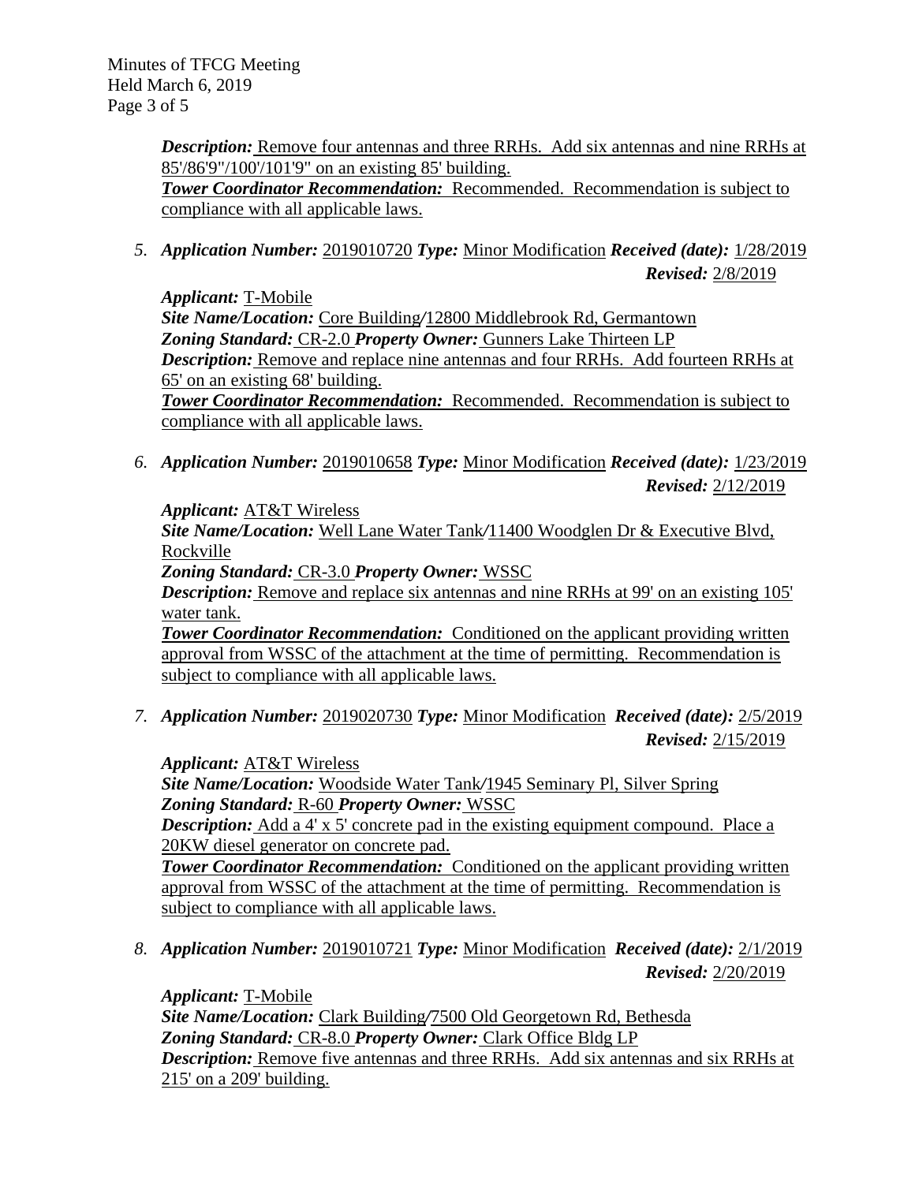***Description:*** Remove four antennas and three RRHs. Add six antennas and nine RRHs at 85'/86'9"/100'/101'9" on an existing 85' building.
***Tower Coordinator Recommendation:*** Recommended. Recommendation is subject to compliance with all applicable laws.

5. ***Application Number:*** 2019010720 ***Type:*** Minor Modification ***Received (date):*** 1/28/2019 ***Revised:*** 2/8/2019

   ***Applicant:*** T-Mobile
   ***Site Name/Location:*** Core Building/12800 Middlebrook Rd, Germantown
   ***Zoning Standard:*** CR-2.0 ***Property Owner:*** Gunners Lake Thirteen LP
   ***Description:*** Remove and replace nine antennas and four RRHs. Add fourteen RRHs at 65' on an existing 68' building.
   ***Tower Coordinator Recommendation:*** Recommended. Recommendation is subject to compliance with all applicable laws.

6. ***Application Number:*** 2019010658 ***Type:*** Minor Modification ***Received (date):*** 1/23/2019 ***Revised:*** 2/12/2019

   ***Applicant:*** AT&T Wireless
   ***Site Name/Location:*** Well Lane Water Tank/11400 Woodglen Dr & Executive Blvd, Rockville
   ***Zoning Standard:*** CR-3.0 ***Property Owner:*** WSSC
   ***Description:*** Remove and replace six antennas and nine RRHs at 99' on an existing 105' water tank.
   ***Tower Coordinator Recommendation:*** Conditioned on the applicant providing written approval from WSSC of the attachment at the time of permitting. Recommendation is subject to compliance with all applicable laws.

7. ***Application Number:*** 2019020730 ***Type:*** Minor Modification ***Received (date):*** 2/5/2019 ***Revised:*** 2/15/2019

   ***Applicant:*** AT&T Wireless
   ***Site Name/Location:*** Woodside Water Tank/1945 Seminary Pl, Silver Spring
   ***Zoning Standard:*** R-60 ***Property Owner:*** WSSC
   ***Description:*** Add a 4' x 5' concrete pad in the existing equipment compound. Place a 20KW diesel generator on concrete pad.
   ***Tower Coordinator Recommendation:*** Conditioned on the applicant providing written approval from WSSC of the attachment at the time of permitting. Recommendation is subject to compliance with all applicable laws.

8. ***Application Number:*** 2019010721 ***Type:*** Minor Modification ***Received (date):*** 2/1/2019 ***Revised:*** 2/20/2019

   ***Applicant:*** T-Mobile
   ***Site Name/Location:*** Clark Building/7500 Old Georgetown Rd, Bethesda
   ***Zoning Standard:*** CR-8.0 ***Property Owner:*** Clark Office Bldg LP
   ***Description:*** Remove five antennas and three RRHs. Add six antennas and six RRHs at 215' on a 209' building.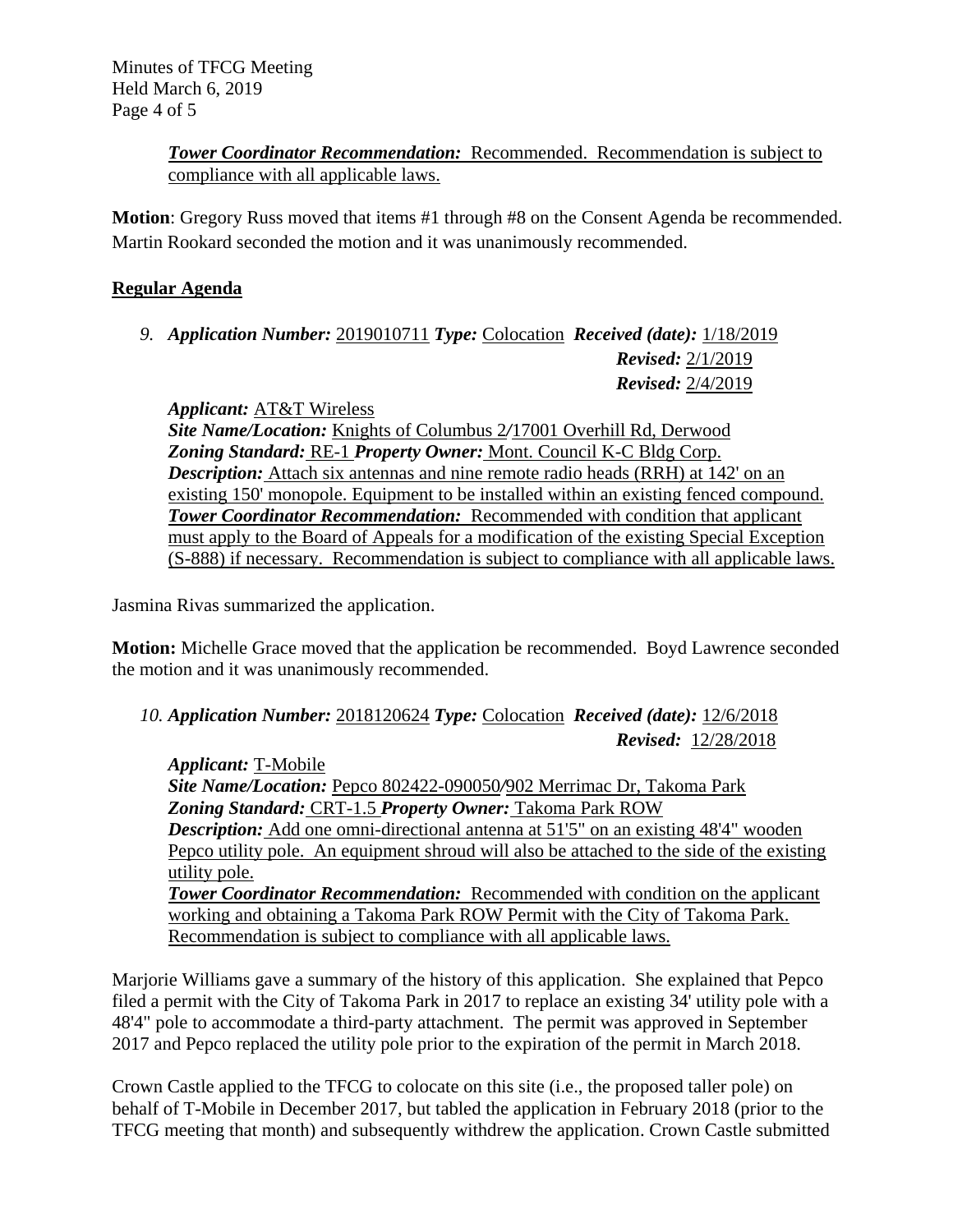***Tower Coordinator Recommendation:*** Recommended. Recommendation is subject to compliance with all applicable laws.

**Motion**: Gregory Russ moved that items #1 through #8 on the Consent Agenda be recommended. Martin Rookard seconded the motion and it was unanimously recommended.

## Regular Agenda

9. ***Application Number:*** 2019010711 ***Type:*** Colocation ***Received (date):*** 1/18/2019
***Revised:*** 2/1/2019
***Revised:*** 2/4/2019

***Applicant:*** AT&T Wireless
***Site Name/Location:*** Knights of Columbus 2/17001 Overhill Rd, Derwood
***Zoning Standard:*** RE-1 ***Property Owner:*** Mont. Council K-C Bldg Corp.
***Description:*** Attach six antennas and nine remote radio heads (RRH) at 142' on an existing 150' monopole. Equipment to be installed within an existing fenced compound.
***Tower Coordinator Recommendation:*** Recommended with condition that applicant must apply to the Board of Appeals for a modification of the existing Special Exception (S-888) if necessary. Recommendation is subject to compliance with all applicable laws.

Jasmina Rivas summarized the application.

**Motion:** Michelle Grace moved that the application be recommended. Boyd Lawrence seconded the motion and it was unanimously recommended.

10. ***Application Number:*** 2018120624 ***Type:*** Colocation ***Received (date):*** 12/6/2018
***Revised:*** 12/28/2018

***Applicant:*** T-Mobile
***Site Name/Location:*** Pepco 802422-090050/902 Merrimac Dr, Takoma Park
***Zoning Standard:*** CRT-1.5 ***Property Owner:*** Takoma Park ROW
***Description:*** Add one omni-directional antenna at 51'5" on an existing 48'4" wooden Pepco utility pole. An equipment shroud will also be attached to the side of the existing utility pole.
***Tower Coordinator Recommendation:*** Recommended with condition on the applicant working and obtaining a Takoma Park ROW Permit with the City of Takoma Park. Recommendation is subject to compliance with all applicable laws.

Marjorie Williams gave a summary of the history of this application. She explained that Pepco filed a permit with the City of Takoma Park in 2017 to replace an existing 34' utility pole with a 48'4" pole to accommodate a third-party attachment. The permit was approved in September 2017 and Pepco replaced the utility pole prior to the expiration of the permit in March 2018.

Crown Castle applied to the TFCG to colocate on this site (i.e., the proposed taller pole) on behalf of T-Mobile in December 2017, but tabled the application in February 2018 (prior to the TFCG meeting that month) and subsequently withdrew the application. Crown Castle submitted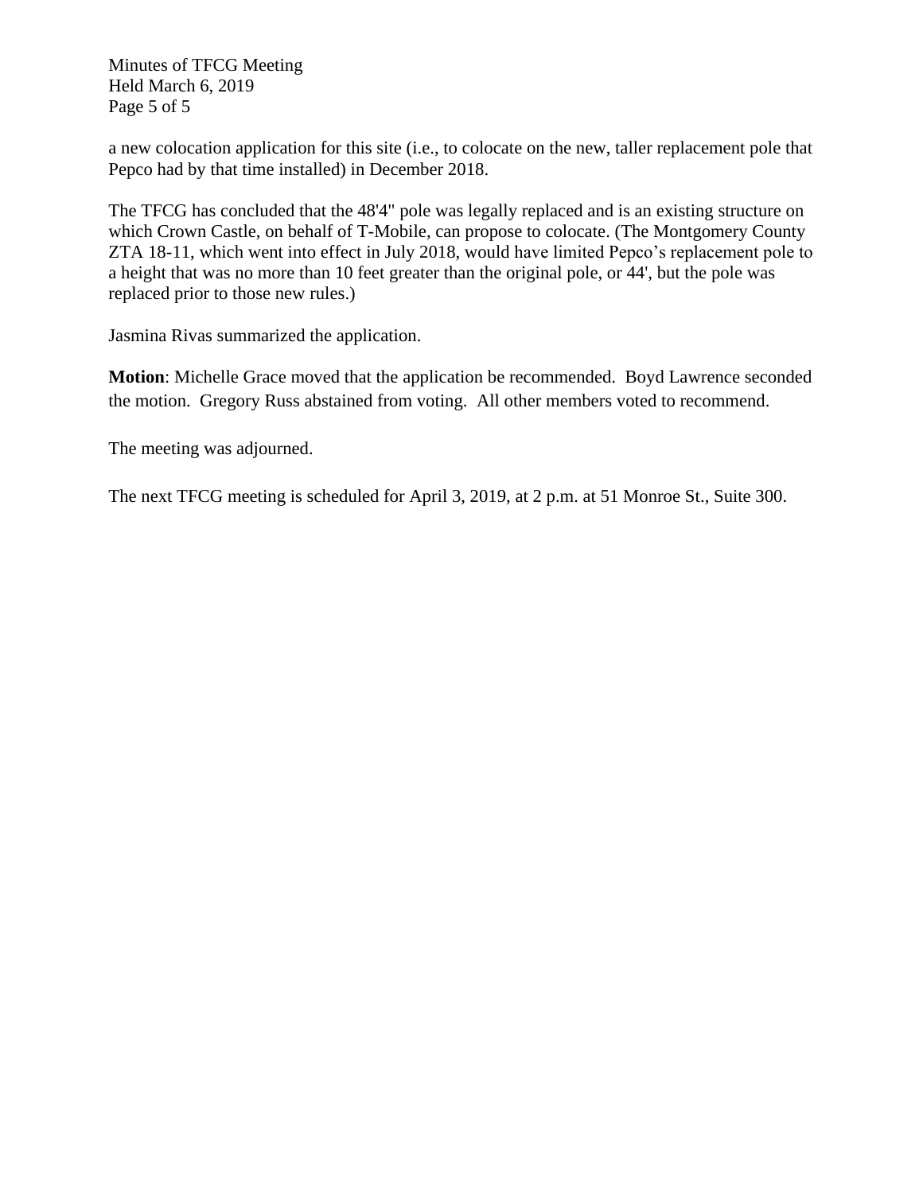a new colocation application for this site (i.e., to colocate on the new, taller replacement pole that Pepco had by that time installed) in December 2018.

The TFCG has concluded that the 48'4" pole was legally replaced and is an existing structure on which Crown Castle, on behalf of T-Mobile, can propose to colocate. (The Montgomery County ZTA 18-11, which went into effect in July 2018, would have limited Pepco's replacement pole to a height that was no more than 10 feet greater than the original pole, or 44', but the pole was replaced prior to those new rules.)

Jasmina Rivas summarized the application.

**Motion**: Michelle Grace moved that the application be recommended. Boyd Lawrence seconded the motion. Gregory Russ abstained from voting. All other members voted to recommend.

The meeting was adjourned.

The next TFCG meeting is scheduled for April 3, 2019, at 2 p.m. at 51 Monroe St., Suite 300.